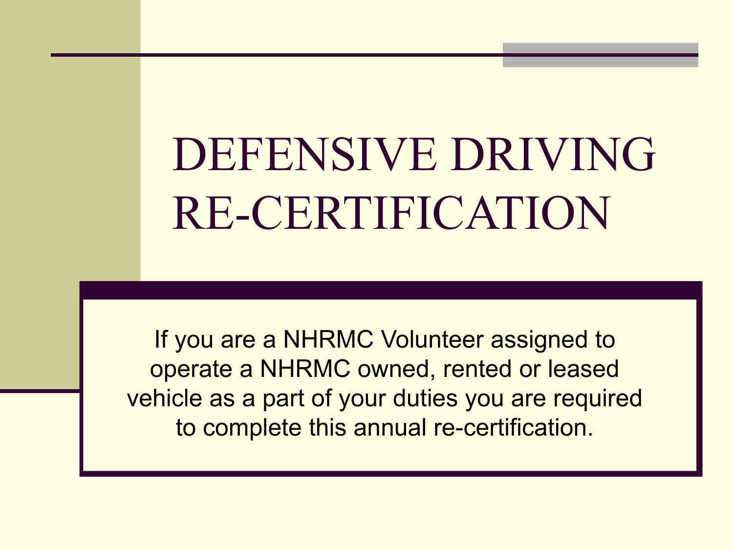# DEFENSIVE DRIVING RE-CERTIFICATION

If you are a NHRMC Volunteer assigned to operate a NHRMC owned, rented or leased vehicle as a part of your duties you are required to complete this annual re-certification.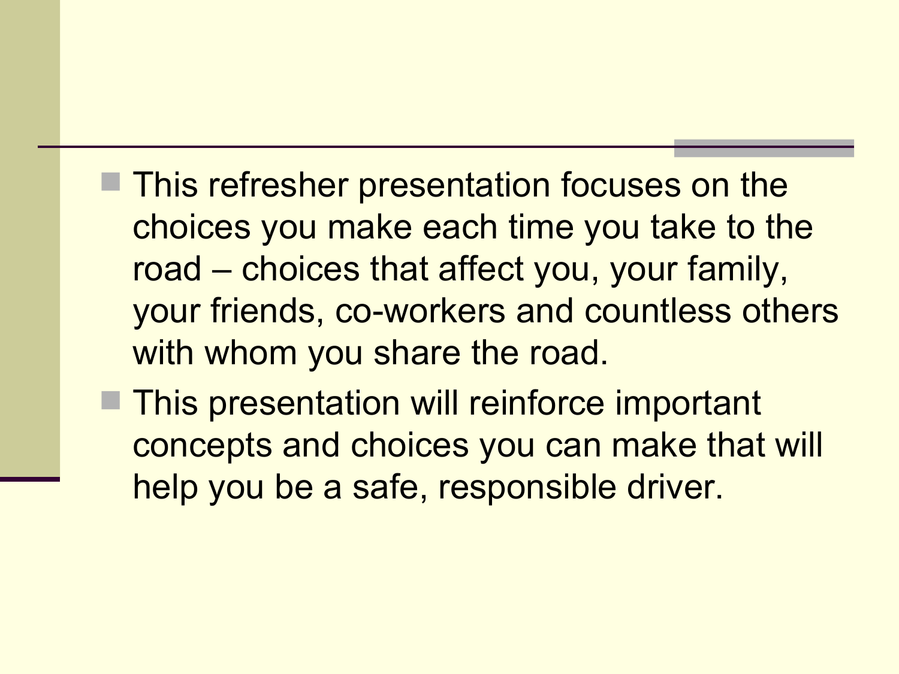- This refresher presentation focuses on the choices you make each time you take to the road – choices that affect you, your family, your friends, co-workers and countless others with whom you share the road.
- This presentation will reinforce important concepts and choices you can make that will help you be a safe, responsible driver.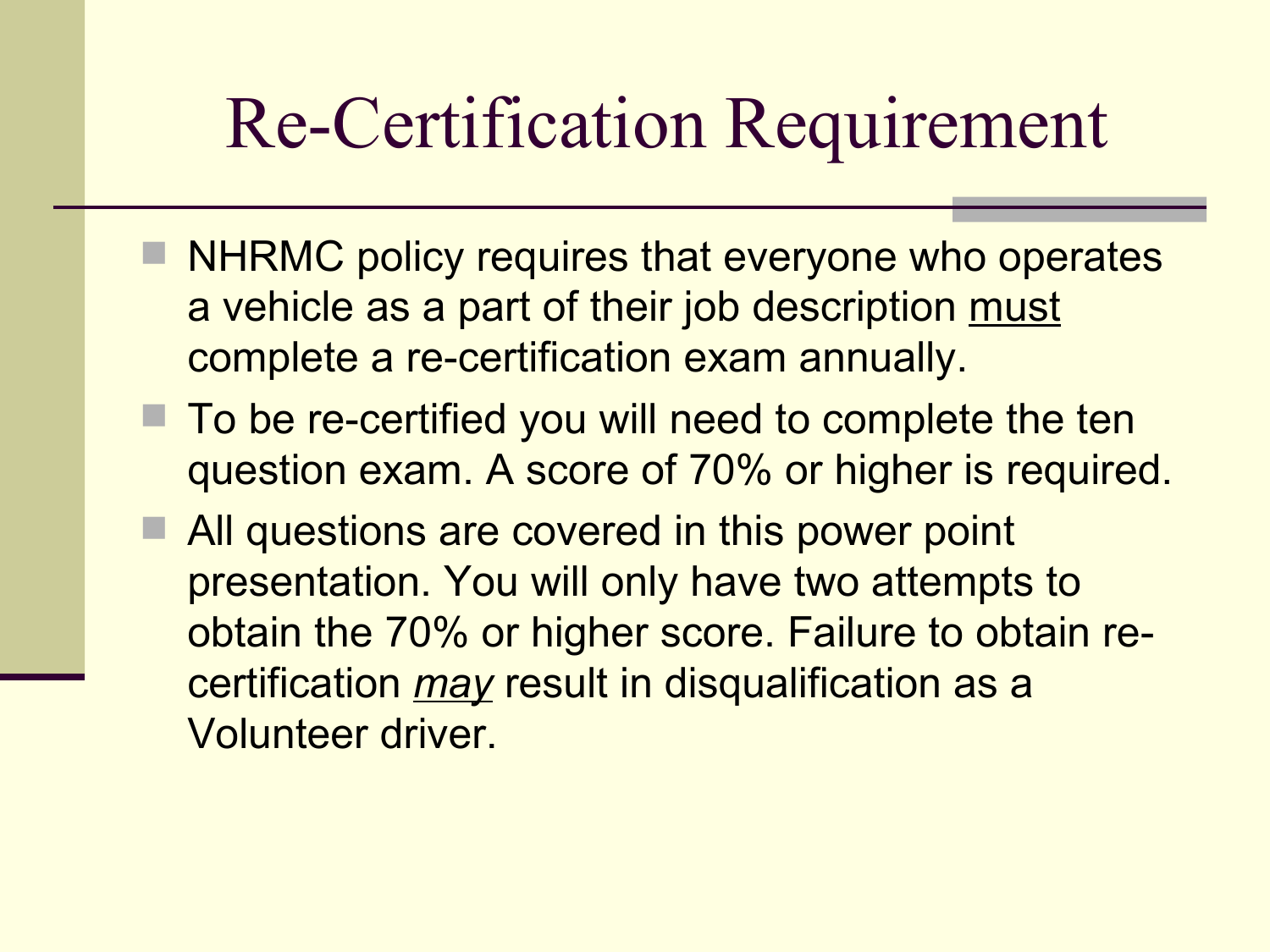# Re-Certification Requirement

- NHRMC policy requires that everyone who operates a vehicle as a part of their job description <u>must</u> complete a re-certification exam annually.
- To be re-certified you will need to complete the ten question exam. A score of 70% or higher is required.
- All questions are covered in this power point presentation. You will only have two attempts to obtain the 70% or higher score. Failure to obtain re-certification <u>*may*</u> result in disqualification as a Volunteer driver.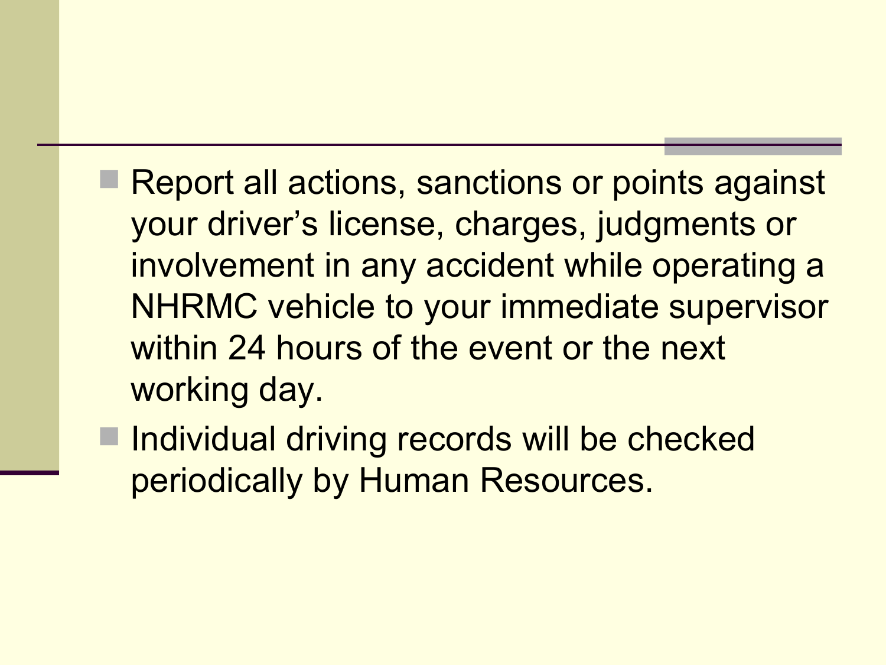- Report all actions, sanctions or points against your driver's license, charges, judgments or involvement in any accident while operating a NHRMC vehicle to your immediate supervisor within 24 hours of the event or the next working day.
- Individual driving records will be checked periodically by Human Resources.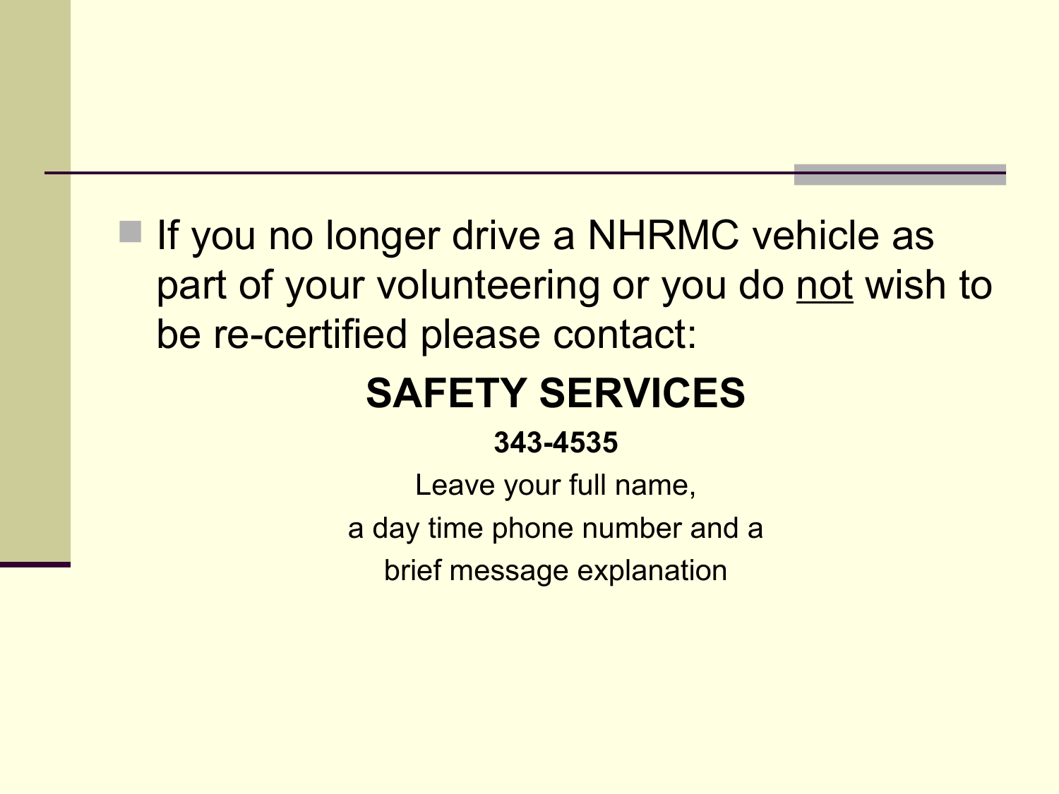- If you no longer drive a NHRMC vehicle as part of your volunteering or you do <u>not</u> wish to be re-certified please contact:

**SAFETY SERVICES**

**343-4535**

Leave your full name,

a day time phone number and a

brief message explanation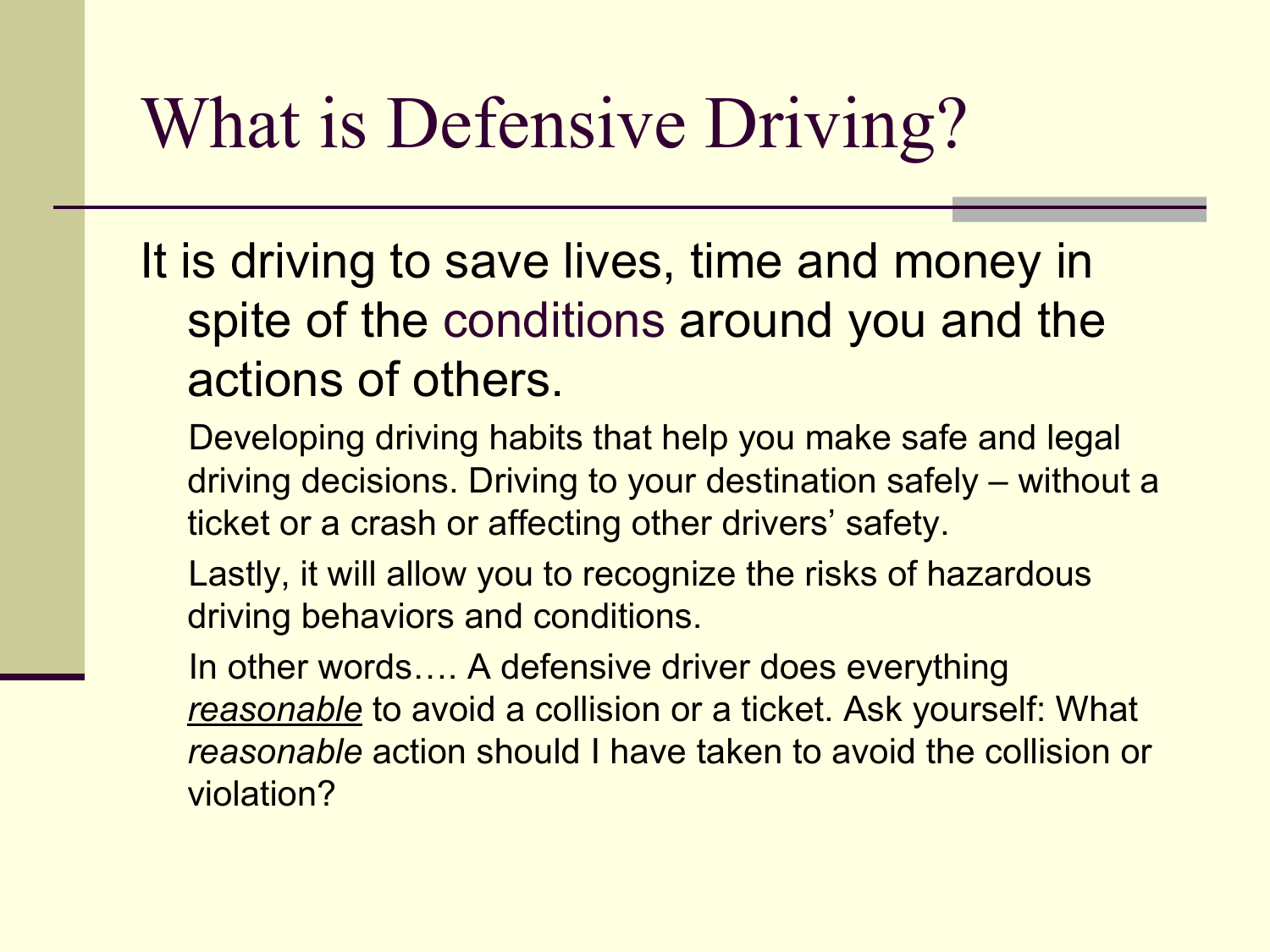# What is Defensive Driving?

It is driving to save lives, time and money in spite of the conditions around you and the actions of others.

Developing driving habits that help you make safe and legal driving decisions. Driving to your destination safely – without a ticket or a crash or affecting other drivers' safety.

Lastly, it will allow you to recognize the risks of hazardous driving behaviors and conditions.

In other words…. A defensive driver does everything <u>*reasonable*</u> to avoid a collision or a ticket. Ask yourself: What *reasonable* action should I have taken to avoid the collision or violation?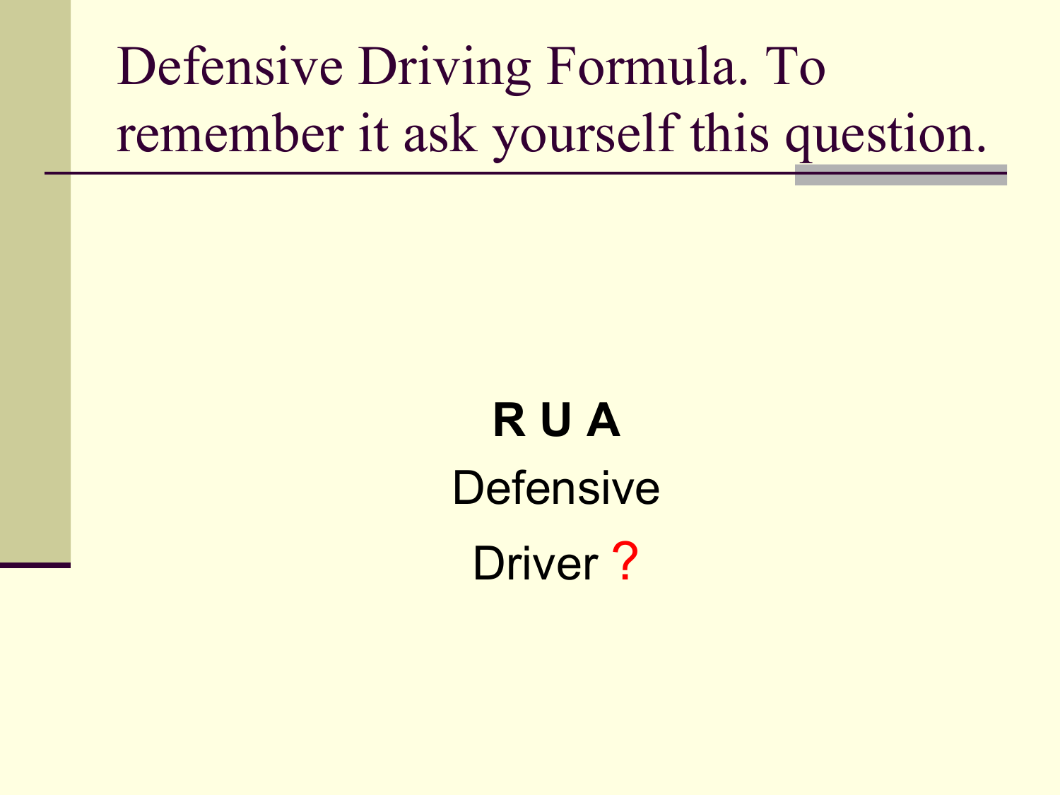# Defensive Driving Formula. To remember it ask yourself this question.

**R U A**

Defensive

Driver ?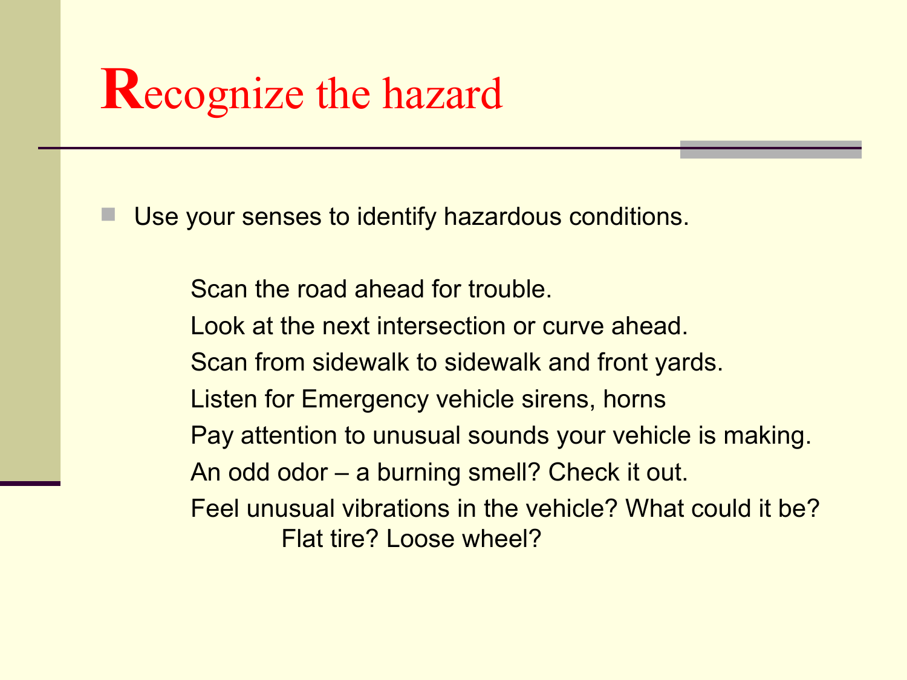# Recognize the hazard

- Use your senses to identify hazardous conditions.

  Scan the road ahead for trouble.

  Look at the next intersection or curve ahead.

  Scan from sidewalk to sidewalk and front yards.

  Listen for Emergency vehicle sirens, horns

  Pay attention to unusual sounds your vehicle is making.

  An odd odor – a burning smell? Check it out.

  Feel unusual vibrations in the vehicle? What could it be?
  Flat tire? Loose wheel?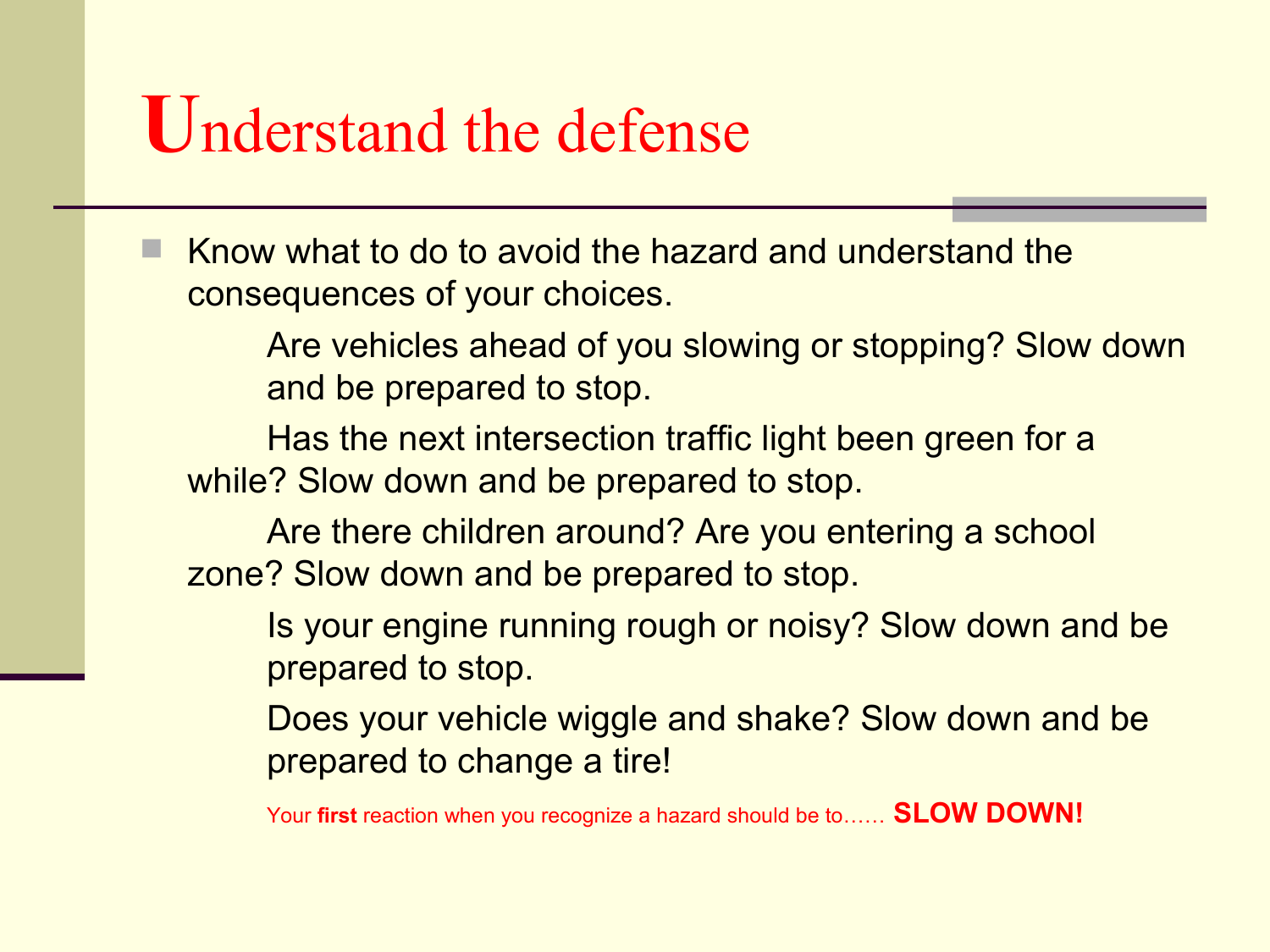# Understand the defense

- Know what to do to avoid the hazard and understand the consequences of your choices.

  Are vehicles ahead of you slowing or stopping? Slow down and be prepared to stop.

  Has the next intersection traffic light been green for a while? Slow down and be prepared to stop.

  Are there children around? Are you entering a school zone? Slow down and be prepared to stop.

  Is your engine running rough or noisy? Slow down and be prepared to stop.

  Does your vehicle wiggle and shake? Slow down and be prepared to change a tire!

  Your **first** reaction when you recognize a hazard should be to…… **SLOW DOWN!**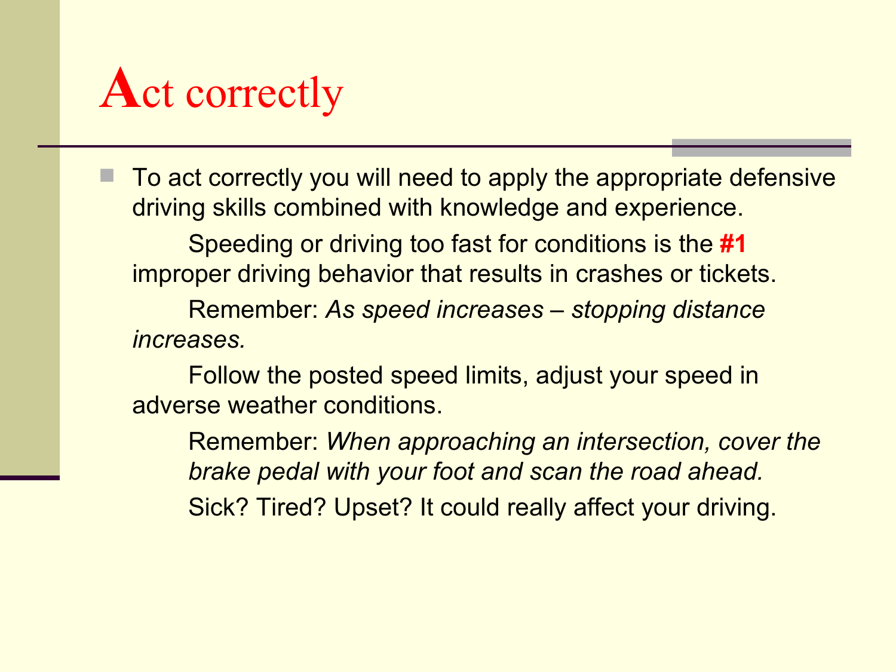# Act correctly

- To act correctly you will need to apply the appropriate defensive driving skills combined with knowledge and experience.

  Speeding or driving too fast for conditions is the **#1** improper driving behavior that results in crashes or tickets.

  Remember: *As speed increases – stopping distance increases.*

  Follow the posted speed limits, adjust your speed in adverse weather conditions.

  Remember: *When approaching an intersection, cover the brake pedal with your foot and scan the road ahead.*

  Sick? Tired? Upset? It could really affect your driving.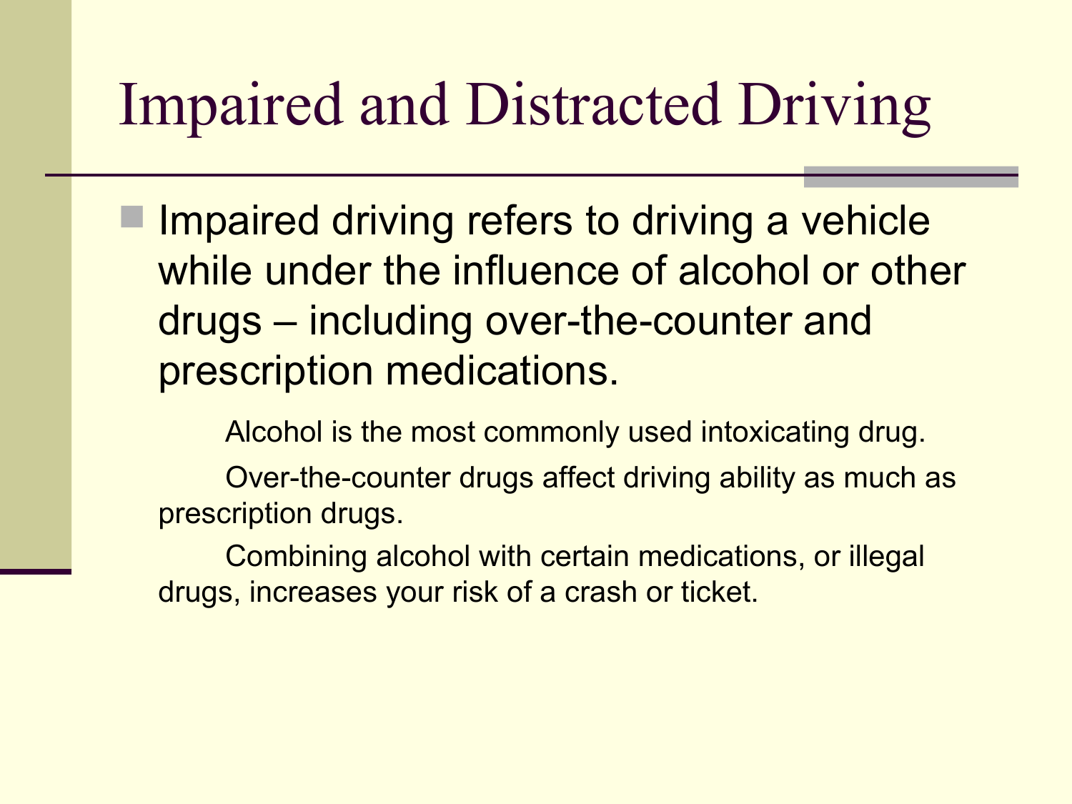# Impaired and Distracted Driving

- Impaired driving refers to driving a vehicle while under the influence of alcohol or other drugs – including over-the-counter and prescription medications.

  Alcohol is the most commonly used intoxicating drug.

  Over-the-counter drugs affect driving ability as much as prescription drugs.

  Combining alcohol with certain medications, or illegal drugs, increases your risk of a crash or ticket.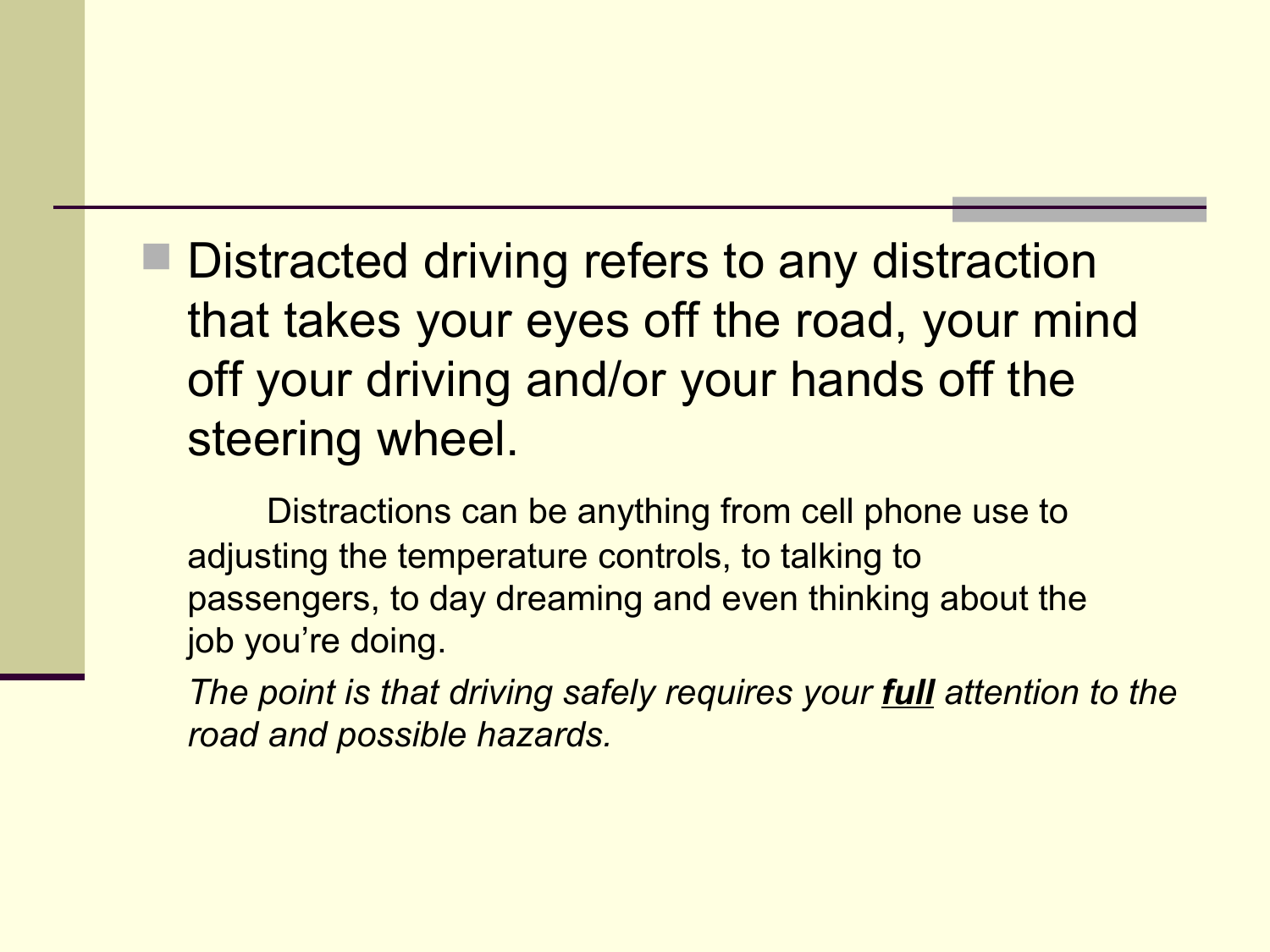- Distracted driving refers to any distraction that takes your eyes off the road, your mind off your driving and/or your hands off the steering wheel.

Distractions can be anything from cell phone use to adjusting the temperature controls, to talking to passengers, to day dreaming and even thinking about the job you're doing.

*The point is that driving safely requires your **full** attention to the road and possible hazards.*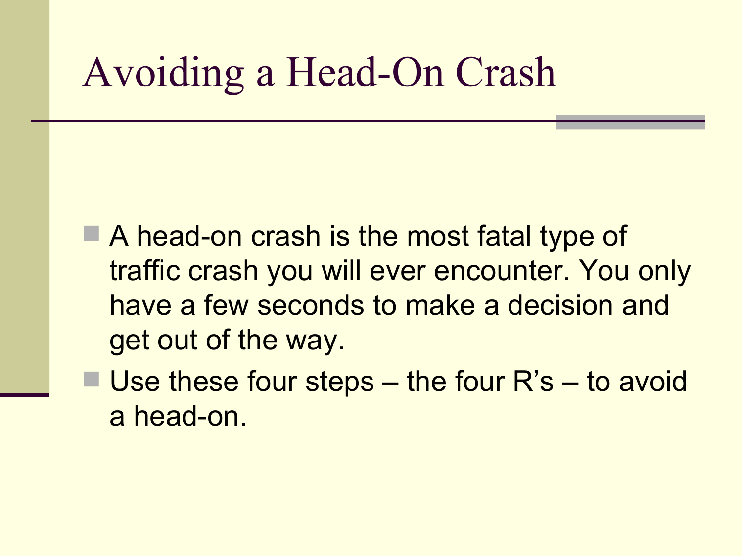# Avoiding a Head-On Crash

- A head-on crash is the most fatal type of traffic crash you will ever encounter. You only have a few seconds to make a decision and get out of the way.
- Use these four steps – the four R's – to avoid a head-on.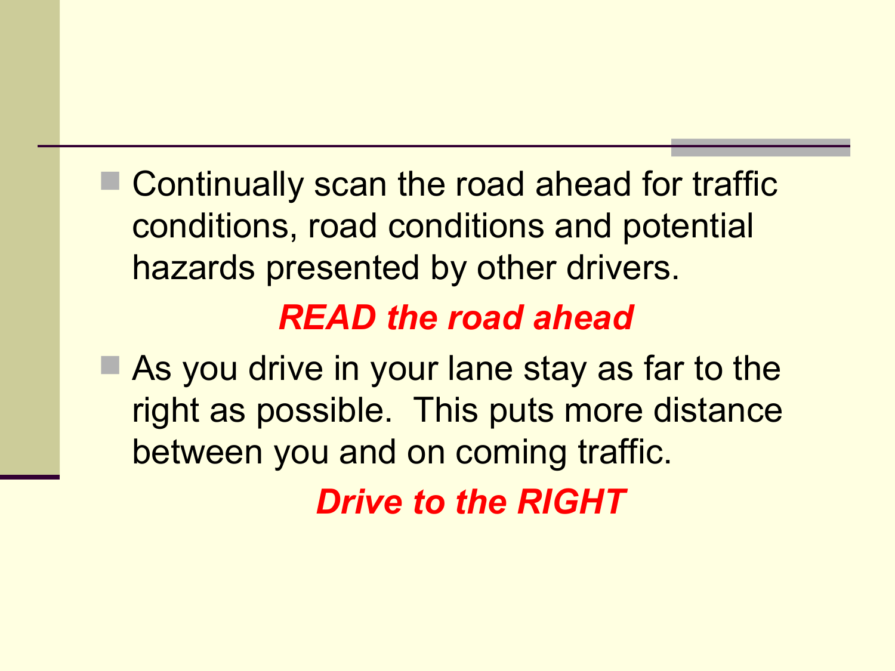- Continually scan the road ahead for traffic conditions, road conditions and potential hazards presented by other drivers.

***READ the road ahead***

- As you drive in your lane stay as far to the right as possible.  This puts more distance between you and on coming traffic.

***Drive to the RIGHT***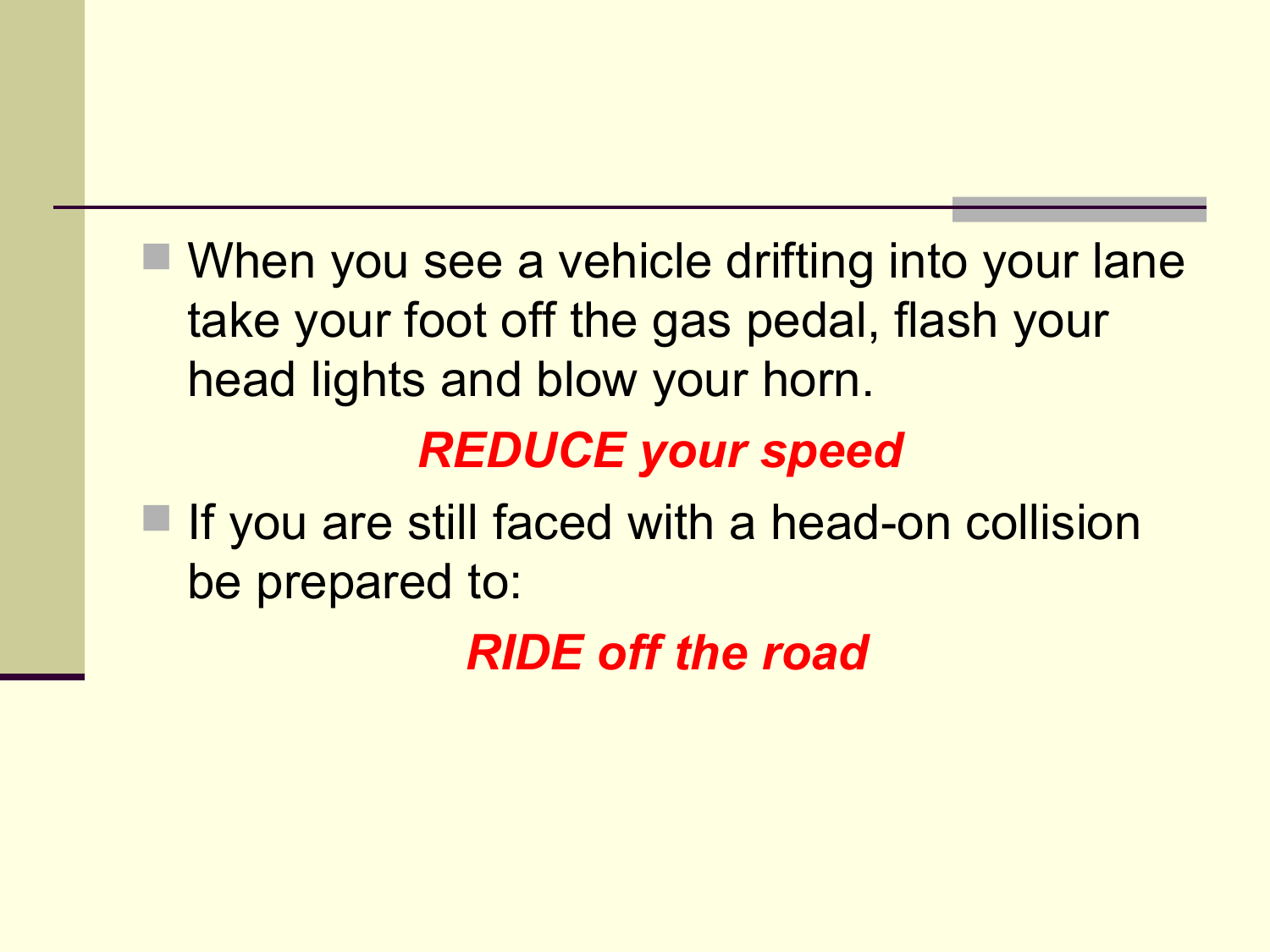- When you see a vehicle drifting into your lane take your foot off the gas pedal, flash your head lights and blow your horn.

***REDUCE your speed***

- If you are still faced with a head-on collision be prepared to:

***RIDE off the road***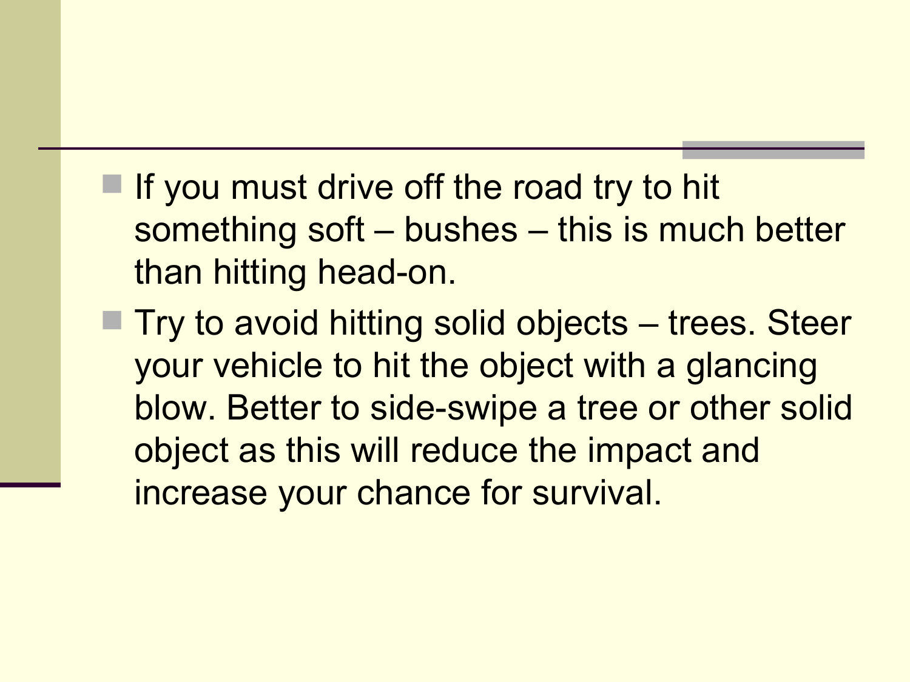- If you must drive off the road try to hit something soft – bushes – this is much better than hitting head-on.
- Try to avoid hitting solid objects – trees. Steer your vehicle to hit the object with a glancing blow. Better to side-swipe a tree or other solid object as this will reduce the impact and increase your chance for survival.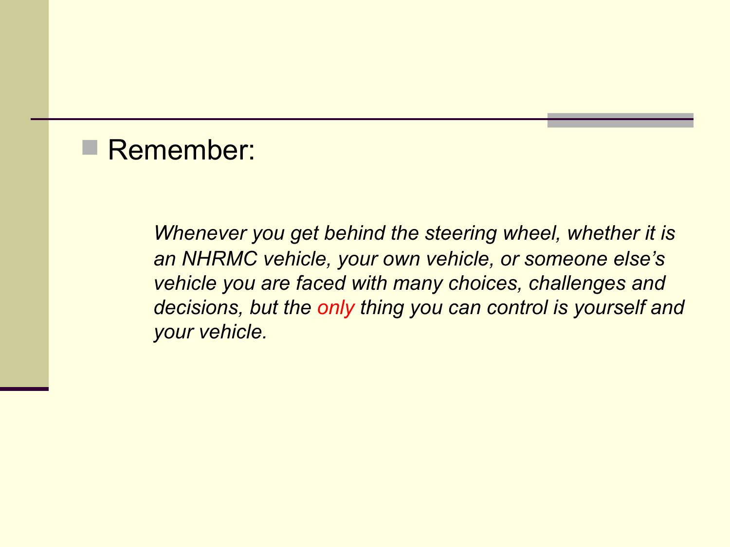- Remember:

*Whenever you get behind the steering wheel, whether it is an NHRMC vehicle, your own vehicle, or someone else's vehicle you are faced with many choices, challenges and decisions, but the only thing you can control is yourself and your vehicle.*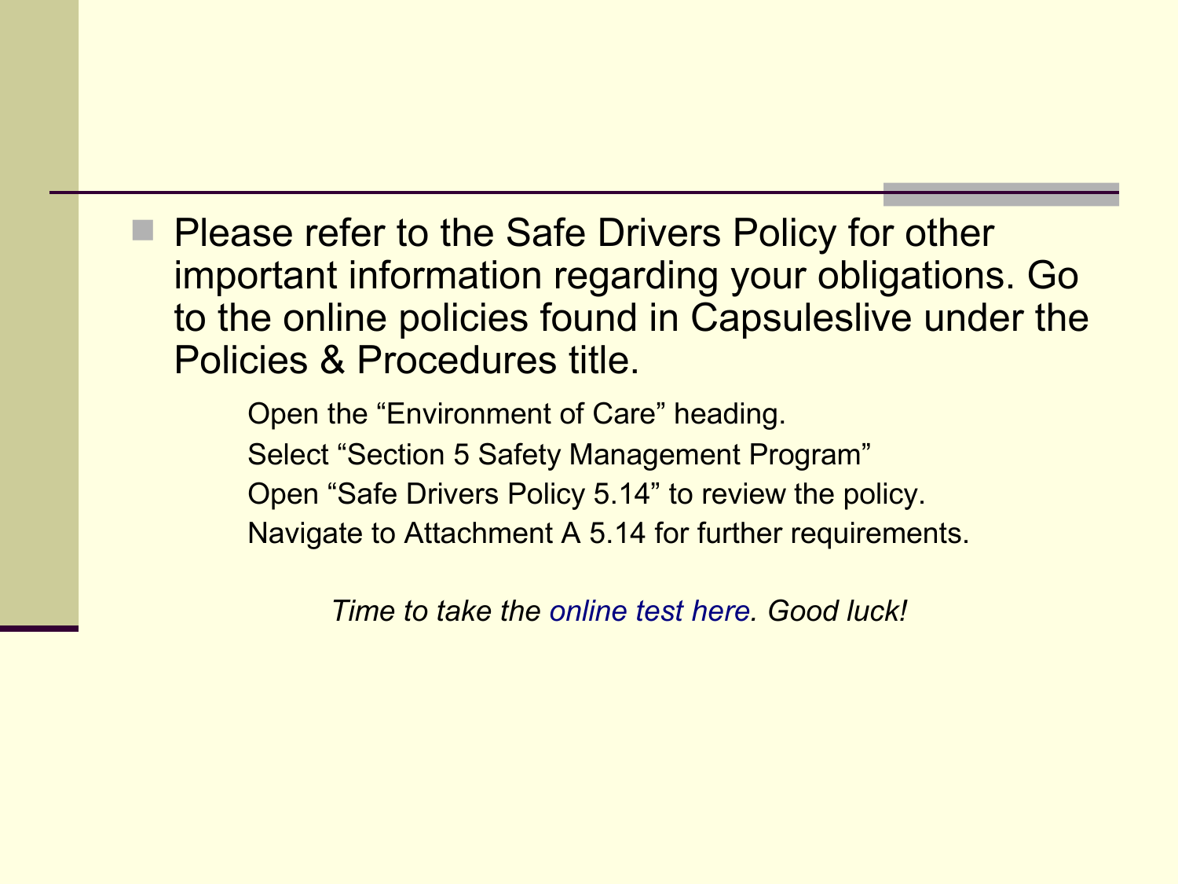- Please refer to the Safe Drivers Policy for other important information regarding your obligations. Go to the online policies found in Capsuleslive under the Policies & Procedures title.

  Open the “Environment of Care” heading.

  Select “Section 5 Safety Management Program”

  Open “Safe Drivers Policy 5.14” to review the policy.

  Navigate to Attachment A 5.14 for further requirements.

*Time to take the online test here. Good luck!*